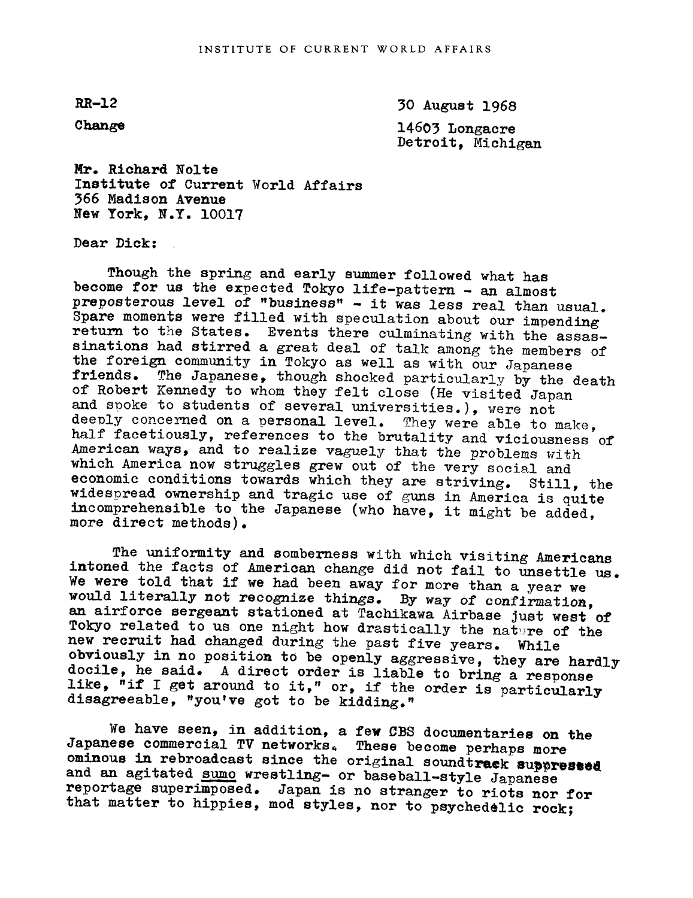INSTITUTE OF CURRENT WORLD AFFAIRS

RR-12

Change

30 August 1968

14603 Longacre
Detroit, Michigan

Mr. Richard Nolte
Institute of Current World Affairs
366 Madison Avenue
New York, N.Y. 10017

Dear Dick:

Though the spring and early summer followed what has become for us the expected Tokyo life-pattern - an almost preposterous level of "business" - it was less real than usual. Spare moments were filled with speculation about our impending return to the States. Events there culminating with the assassinations had stirred a great deal of talk among the members of the foreign community in Tokyo as well as with our Japanese friends. The Japanese, though shocked particularly by the death of Robert Kennedy to whom they felt close (He visited Japan and spoke to students of several universities.), were not deeply concerned on a personal level. They were able to make, half facetiously, references to the brutality and viciousness of American ways, and to realize vaguely that the problems with which America now struggles grew out of the very social and economic conditions towards which they are striving. Still, the widespread ownership and tragic use of guns in America is quite incomprehensible to the Japanese (who have, it might be added, more direct methods).

The uniformity and somberness with which visiting Americans intoned the facts of American change did not fail to unsettle us. We were told that if we had been away for more than a year we would literally not recognize things. By way of confirmation, an airforce sergeant stationed at Tachikawa Airbase just west of Tokyo related to us one night how drastically the nature of the new recruit had changed during the past five years. While obviously in no position to be openly aggressive, they are hardly docile, he said. A direct order is liable to bring a response like, "if I get around to it," or, if the order is particularly disagreeable, "you've got to be kidding."

We have seen, in addition, a few CBS documentaries on the Japanese commercial TV networks. These become perhaps more ominous in rebroadcast since the original soundtrack suppressed and an agitated sumo wrestling- or baseball-style Japanese reportage superimposed. Japan is no stranger to riots nor for that matter to hippies, mod styles, nor to psychedelic rock;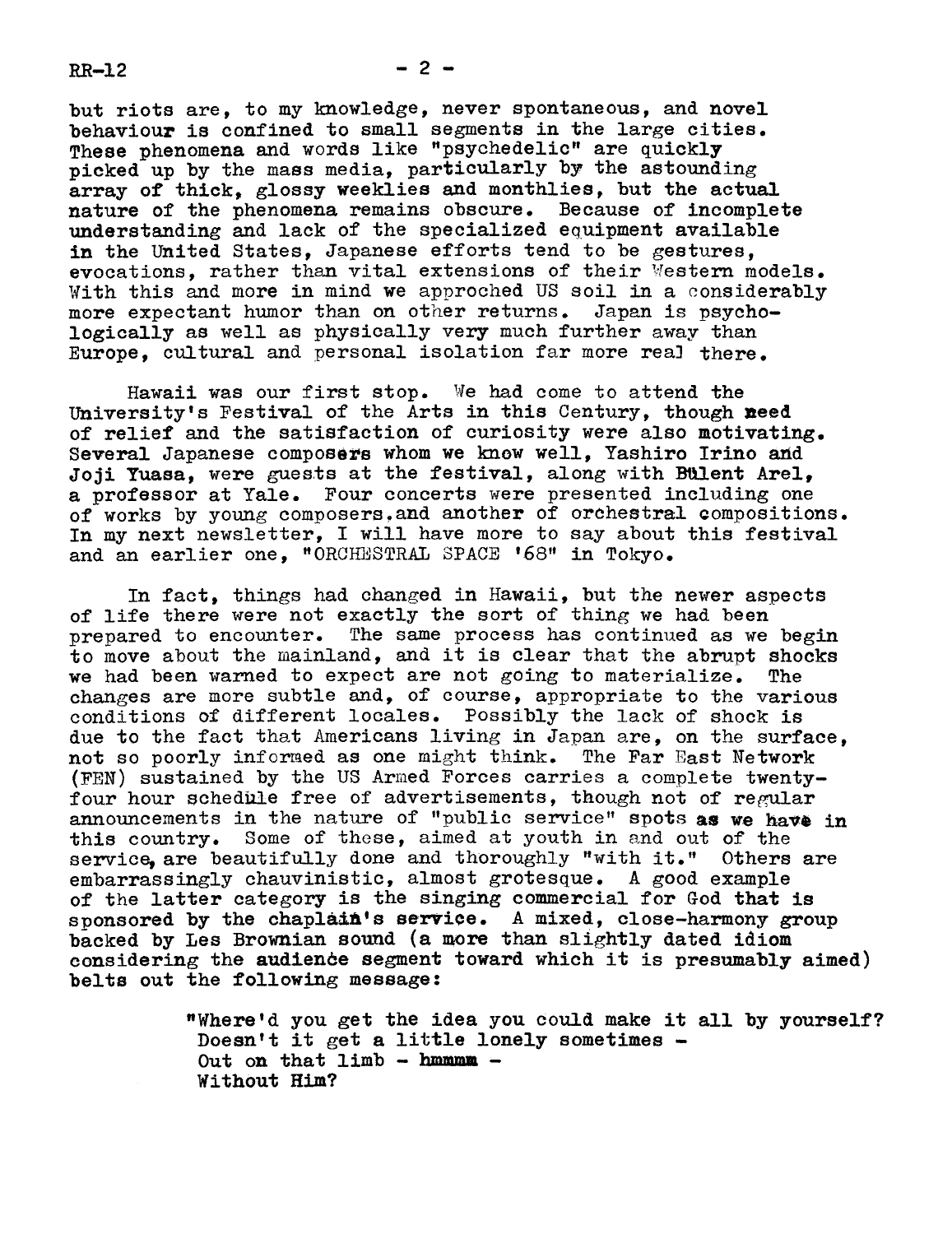but riots are, to my knowledge, never spontaneous, and novel behaviour is confined to small segments in the large cities. These phenomena and words like "psychedelic" are quickly picked up by the mass media, particularly by the astounding array of thick, glossy weeklies and monthlies, but the actual nature of the phenomena remains obscure. Because of incomplete understanding and lack of the specialized equipment available in the United States, Japanese efforts tend to be gestures, evocations, rather than vital extensions of their Western models. With this and more in mind we approched US soil in a considerably more expectant humor than on other returns. Japan is psychologically as well as physically very much further away than Europe, cultural and personal isolation far more real there.

Hawaii was our first stop. We had come to attend the University's Festival of the Arts in this Century, though need of relief and the satisfaction of curiosity were also motivating. Several Japanese composers whom we know well, Yashiro Irino and Joji Yuasa, were guests at the festival, along with Bülent Arel, a professor at Yale. Four concerts were presented including one of works by young composers, and another of orchestral compositions. In my next newsletter, I will have more to say about this festival and an earlier one, "ORCHESTRAL SPACE '68" in Tokyo.

In fact, things had changed in Hawaii, but the newer aspects of life there were not exactly the sort of thing we had been prepared to encounter. The same process has continued as we begin to move about the mainland, and it is clear that the abrupt shocks we had been warned to expect are not going to materialize. The changes are more subtle and, of course, appropriate to the various conditions of different locales. Possibly the lack of shock is due to the fact that Americans living in Japan are, on the surface, not so poorly informed as one might think. The Far East Network (FEN) sustained by the US Armed Forces carries a complete twenty-four hour schedule free of advertisements, though not of regular announcements in the nature of "public service" spots as we have in this country. Some of these, aimed at youth in and out of the service, are beautifully done and thoroughly "with it." Others are embarrassingly chauvinistic, almost grotesque. A good example of the latter category is the singing commercial for God that is sponsored by the chaplain's service. A mixed, close-harmony group backed by Les Brownian sound (a more than slightly dated idiom considering the audience segment toward which it is presumably aimed) belts out the following message:

> "Where'd you get the idea you could make it all by yourself?
> Doesn't it get a little lonely sometimes -
> Out on that limb - hmmmm -
> Without Him?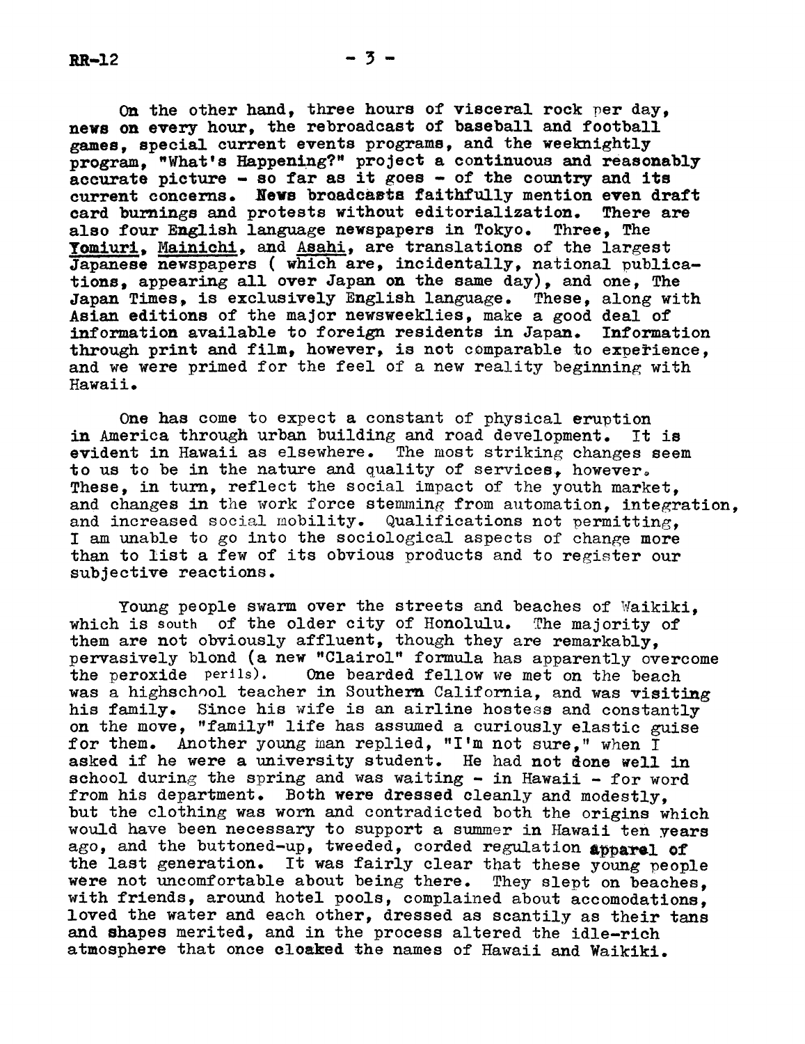On the other hand, three hours of visceral rock per day, news on every hour, the rebroadcast of baseball and football games, special current events programs, and the weeknightly program, "What's Happening?" project a continuous and reasonably accurate picture - so far as it goes - of the country and its current concerns. News broadcasts faithfully mention even draft card burnings and protests without editorialization. There are also four English language newspapers in Tokyo. Three, The Yomiuri, Mainichi, and Asahi, are translations of the largest Japanese newspapers ( which are, incidentally, national publications, appearing all over Japan on the same day), and one, The Japan Times, is exclusively English language. These, along with Asian editions of the major newsweeklies, make a good deal of information available to foreign residents in Japan. Information through print and film, however, is not comparable to experience, and we were primed for the feel of a new reality beginning with Hawaii.

One has come to expect a constant of physical eruption in America through urban building and road development. It is evident in Hawaii as elsewhere. The most striking changes seem to us to be in the nature and quality of services, however. These, in turn, reflect the social impact of the youth market, and changes in the work force stemming from automation, integration, and increased social mobility. Qualifications not permitting, I am unable to go into the sociological aspects of change more than to list a few of its obvious products and to register our subjective reactions.

Young people swarm over the streets and beaches of Waikiki, which is south of the older city of Honolulu. The majority of them are not obviously affluent, though they are remarkably, pervasively blond (a new "Clairol" formula has apparently overcome the peroxide perils). One bearded fellow we met on the beach was a highschool teacher in Southern California, and was visiting his family. Since his wife is an airline hostess and constantly on the move, "family" life has assumed a curiously elastic guise for them. Another young man replied, "I'm not sure," when I asked if he were a university student. He had not done well in school during the spring and was waiting - in Hawaii - for word from his department. Both were dressed cleanly and modestly, but the clothing was worn and contradicted both the origins which would have been necessary to support a summer in Hawaii ten years ago, and the buttoned-up, tweeded, corded regulation apparel of the last generation. It was fairly clear that these young people were not uncomfortable about being there. They slept on beaches, with friends, around hotel pools, complained about accomodations, loved the water and each other, dressed as scantily as their tans and shapes merited, and in the process altered the idle-rich atmosphere that once cloaked the names of Hawaii and Waikiki.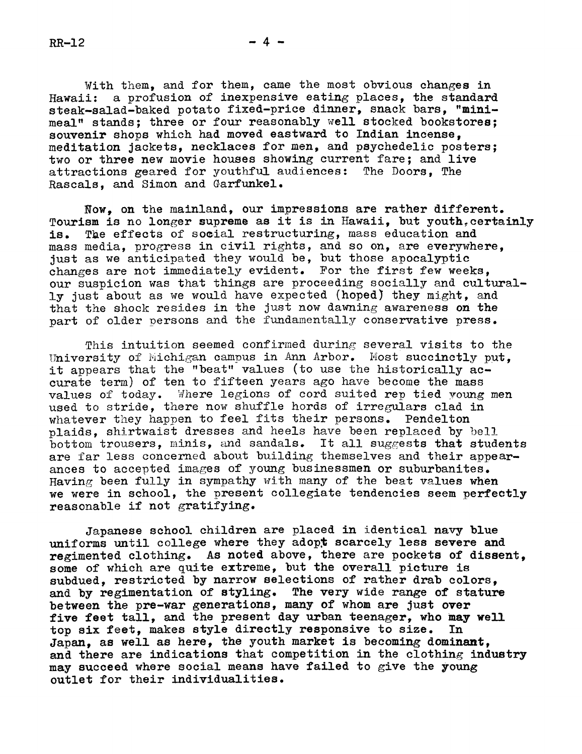With them, and for them, came the most obvious changes in Hawaii: a profusion of inexpensive eating places, the standard steak-salad-baked potato fixed-price dinner, snack bars, "mini-meal" stands; three or four reasonably well stocked bookstores; souvenir shops which had moved eastward to Indian incense, meditation jackets, necklaces for men, and psychedelic posters; two or three new movie houses showing current fare; and live attractions geared for youthful audiences: The Doors, The Rascals, and Simon and Garfunkel.

Now, on the mainland, our impressions are rather different. Tourism is no longer supreme as it is in Hawaii, but youth, certainly is. The effects of social restructuring, mass education and mass media, progress in civil rights, and so on, are everywhere, just as we anticipated they would be, but those apocalyptic changes are not immediately evident. For the first few weeks, our suspicion was that things are proceeding socially and culturally just about as we would have expected (hoped) they might, and that the shock resides in the just now dawning awareness on the part of older persons and the fundamentally conservative press.

This intuition seemed confirmed during several visits to the University of Michigan campus in Ann Arbor. Most succinctly put, it appears that the "beat" values (to use the historically accurate term) of ten to fifteen years ago have become the mass values of today. Where legions of cord suited rep tied young men used to stride, there now shuffle hords of irregulars clad in whatever they happen to feel fits their persons. Pendelton plaids, shirtwaist dresses and heels have been replaced by bell bottom trousers, minis, and sandals. It all suggests that students are far less concerned about building themselves and their appearances to accepted images of young businessmen or suburbanites. Having been fully in sympathy with many of the beat values when we were in school, the present collegiate tendencies seem perfectly reasonable if not gratifying.

Japanese school children are placed in identical navy blue uniforms until college where they adopt scarcely less severe and regimented clothing. As noted above, there are pockets of dissent, some of which are quite extreme, but the overall picture is subdued, restricted by narrow selections of rather drab colors, and by regimentation of styling. The very wide range of stature between the pre-war generations, many of whom are just over five feet tall, and the present day urban teenager, who may well top six feet, makes style directly responsive to size. In Japan, as well as here, the youth market is becoming dominant, and there are indications that competition in the clothing industry may succeed where social means have failed to give the young outlet for their individualities.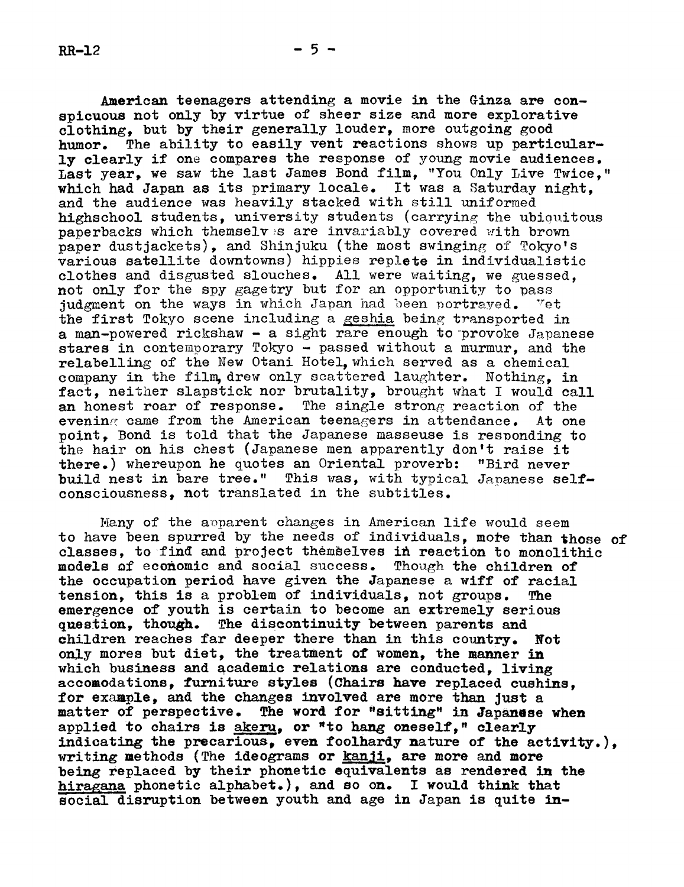American teenagers attending a movie in the Ginza are conspicuous not only by virtue of sheer size and more explorative clothing, but by their generally louder, more outgoing good humor. The ability to easily vent reactions shows up particularly clearly if one compares the response of young movie audiences. Last year, we saw the last James Bond film, "You Only Live Twice," which had Japan as its primary locale. It was a Saturday night, and the audience was heavily stacked with still uniformed highschool students, university students (carrying the ubiquitous paperbacks which themselves are invariably covered with brown paper dustjackets), and Shinjuku (the most swinging of Tokyo's various satellite downtowns) hippies replete in individualistic clothes and disgusted slouches. All were waiting, we guessed, not only for the spy gagetry but for an opportunity to pass judgment on the ways in which Japan had been portrayed. Yet the first Tokyo scene including a geshia being transported in a man-powered rickshaw - a sight rare enough to provoke Japanese stares in contemporary Tokyo - passed without a murmur, and the relabelling of the New Otani Hotel, which served as a chemical company in the film, drew only scattered laughter. Nothing, in fact, neither slapstick nor brutality, brought what I would call an honest roar of response. The single strong reaction of the evening came from the American teenagers in attendance. At one point, Bond is told that the Japanese masseuse is responding to the hair on his chest (Japanese men apparently don't raise it there.) whereupon he quotes an Oriental proverb: "Bird never build nest in bare tree." This was, with typical Japanese self-consciousness, not translated in the subtitles.

Many of the apparent changes in American life would seem to have been spurred by the needs of individuals, more than those of classes, to find and project themselves in reaction to monolithic models of economic and social success. Though the children of the occupation period have given the Japanese a wiff of racial tension, this is a problem of individuals, not groups. The emergence of youth is certain to become an extremely serious question, though. The discontinuity between parents and children reaches far deeper there than in this country. Not only mores but diet, the treatment of women, the manner in which business and academic relations are conducted, living accomodations, furniture styles (Chairs have replaced cushins, for example, and the changes involved are more than just a matter of perspective. The word for "sitting" in Japanese when applied to chairs is akeru, or "to hang oneself," clearly indicating the precarious, even foolhardy nature of the activity.), writing methods (The ideograms or kanji, are more and more being replaced by their phonetic equivalents as rendered in the hiragana phonetic alphabet.), and so on. I would think that social disruption between youth and age in Japan is quite in-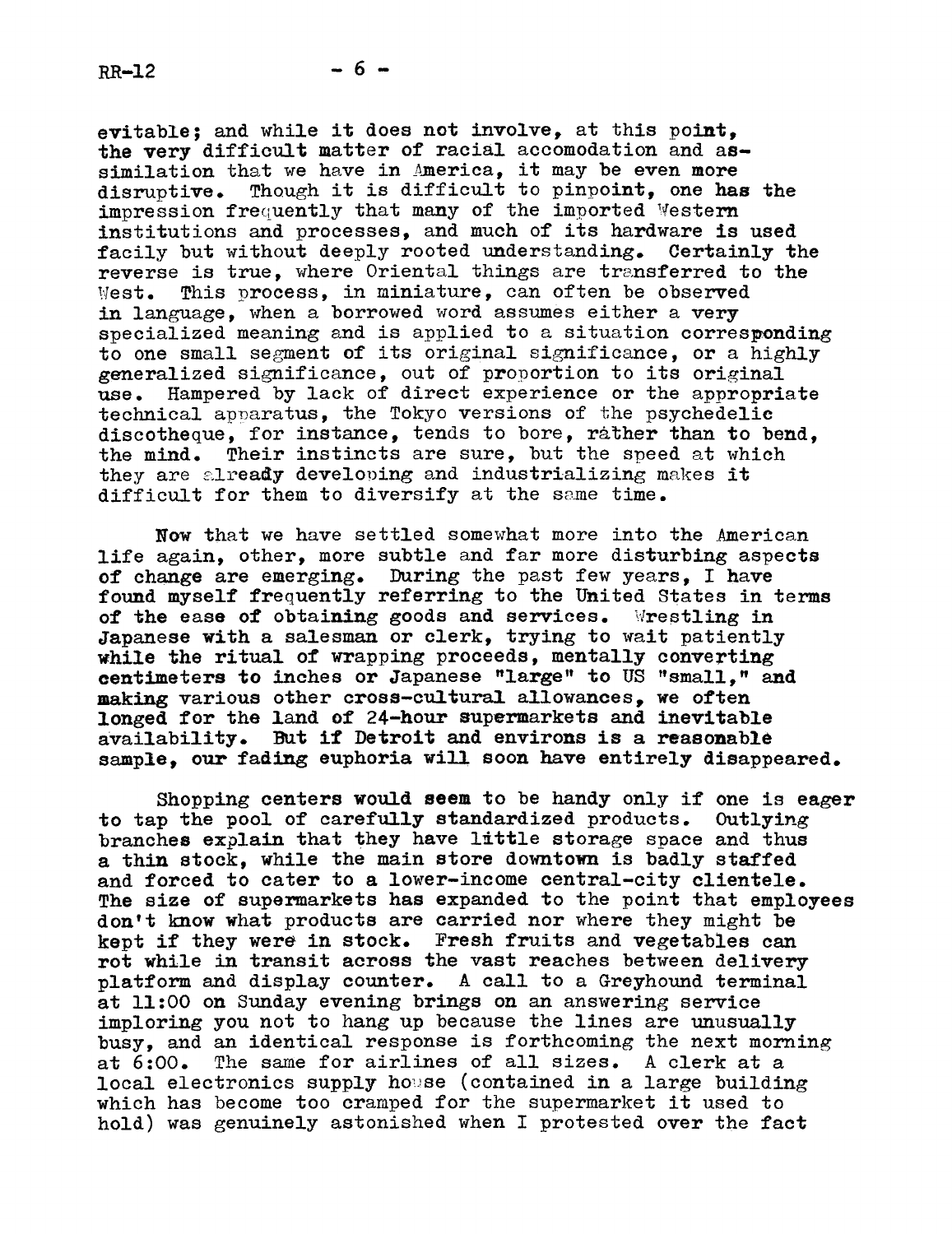evitable; and while it does not involve, at this point, the very difficult matter of racial accomodation and assimilation that we have in America, it may be even more disruptive. Though it is difficult to pinpoint, one has the impression frequently that many of the imported Western institutions and processes, and much of its hardware is used facily but without deeply rooted understanding. Certainly the reverse is true, where Oriental things are transferred to the West. This process, in miniature, can often be observed in language, when a borrowed word assumes either a very specialized meaning and is applied to a situation corresponding to one small segment of its original significance, or a highly generalized significance, out of proportion to its original use. Hampered by lack of direct experience or the appropriate technical apparatus, the Tokyo versions of the psychedelic discotheque, for instance, tends to bore, rather than to bend, the mind. Their instincts are sure, but the speed at which they are already developing and industrializing makes it difficult for them to diversify at the same time.

Now that we have settled somewhat more into the American life again, other, more subtle and far more disturbing aspects of change are emerging. During the past few years, I have found myself frequently referring to the United States in terms of the ease of obtaining goods and services. Wrestling in Japanese with a salesman or clerk, trying to wait patiently while the ritual of wrapping proceeds, mentally converting centimeters to inches or Japanese "large" to US "small," and making various other cross-cultural allowances, we often longed for the land of 24-hour supermarkets and inevitable availability. But if Detroit and environs is a reasonable sample, our fading euphoria will soon have entirely disappeared.

Shopping centers would seem to be handy only if one is eager to tap the pool of carefully standardized products. Outlying branches explain that they have little storage space and thus a thin stock, while the main store downtown is badly staffed and forced to cater to a lower-income central-city clientele. The size of supermarkets has expanded to the point that employees don't know what products are carried nor where they might be kept if they were in stock. Fresh fruits and vegetables can rot while in transit across the vast reaches between delivery platform and display counter. A call to a Greyhound terminal at 11:00 on Sunday evening brings on an answering service imploring you not to hang up because the lines are unusually busy, and an identical response is forthcoming the next morning at 6:00. The same for airlines of all sizes. A clerk at a local electronics supply house (contained in a large building which has become too cramped for the supermarket it used to hold) was genuinely astonished when I protested over the fact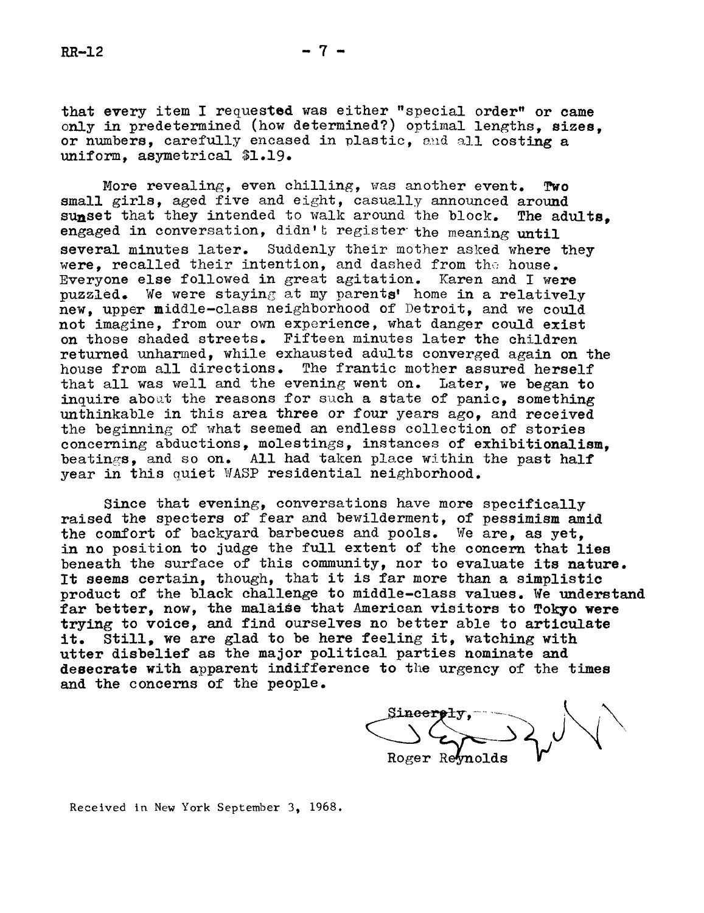that every item I requested was either "special order" or came only in predetermined (how determined?) optimal lengths, sizes, or numbers, carefully encased in plastic, and all costing a uniform, asymetrical $1.19.

More revealing, even chilling, was another event. Two small girls, aged five and eight, casually announced around sunset that they intended to walk around the block. The adults, engaged in conversation, didn't register the meaning until several minutes later. Suddenly their mother asked where they were, recalled their intention, and dashed from the house. Everyone else followed in great agitation. Karen and I were puzzled. We were staying at my parents' home in a relatively new, upper middle-class neighborhood of Detroit, and we could not imagine, from our own experience, what danger could exist on those shaded streets. Fifteen minutes later the children returned unharmed, while exhausted adults converged again on the house from all directions. The frantic mother assured herself that all was well and the evening went on. Later, we began to inquire about the reasons for such a state of panic, something unthinkable in this area three or four years ago, and received the beginning of what seemed an endless collection of stories concerning abductions, molestings, instances of exhibitionalism, beatings, and so on. All had taken place within the past half year in this quiet WASP residential neighborhood.

Since that evening, conversations have more specifically raised the specters of fear and bewilderment, of pessimism amid the comfort of backyard barbecues and pools. We are, as yet, in no position to judge the full extent of the concern that lies beneath the surface of this community, nor to evaluate its nature. It seems certain, though, that it is far more than a simplistic product of the black challenge to middle-class values. We understand far better, now, the malaise that American visitors to Tokyo were trying to voice, and find ourselves no better able to articulate it. Still, we are glad to be here feeling it, watching with utter disbelief as the major political parties nominate and desecrate with apparent indifference to the urgency of the times and the concerns of the people.

Sincerely,

Roger Reynolds

Received in New York September 3, 1968.